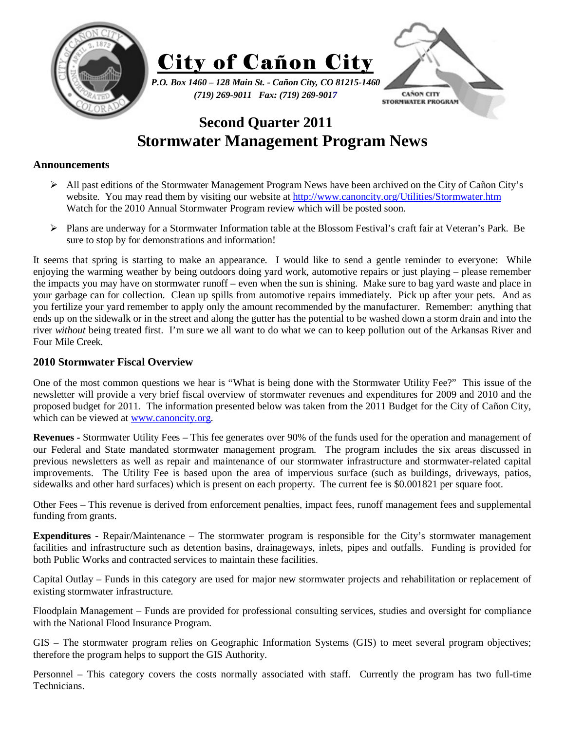# City of Cañon City

*P.O. Box 1460 – 128 Main St. - Cañon City, CO 81215-1460*
*(719) 269-9011 Fax: (719) 269-9017*

CAÑON CITY STORMWATER PROGRAM

## Second Quarter 2011
## Stormwater Management Program News

### Announcements

- All past editions of the Stormwater Management Program News have been archived on the City of Cañon City's website. You may read them by visiting our website at http://www.canoncity.org/Utilities/Stormwater.htm Watch for the 2010 Annual Stormwater Program review which will be posted soon.
- Plans are underway for a Stormwater Information table at the Blossom Festival's craft fair at Veteran's Park. Be sure to stop by for demonstrations and information!

It seems that spring is starting to make an appearance. I would like to send a gentle reminder to everyone: While enjoying the warming weather by being outdoors doing yard work, automotive repairs or just playing – please remember the impacts you may have on stormwater runoff – even when the sun is shining. Make sure to bag yard waste and place in your garbage can for collection. Clean up spills from automotive repairs immediately. Pick up after your pets. And as you fertilize your yard remember to apply only the amount recommended by the manufacturer. Remember: anything that ends up on the sidewalk or in the street and along the gutter has the potential to be washed down a storm drain and into the river *without* being treated first. I'm sure we all want to do what we can to keep pollution out of the Arkansas River and Four Mile Creek.

### 2010 Stormwater Fiscal Overview

One of the most common questions we hear is "What is being done with the Stormwater Utility Fee?" This issue of the newsletter will provide a very brief fiscal overview of stormwater revenues and expenditures for 2009 and 2010 and the proposed budget for 2011. The information presented below was taken from the 2011 Budget for the City of Cañon City, which can be viewed at www.canoncity.org.

**Revenues -** Stormwater Utility Fees – This fee generates over 90% of the funds used for the operation and management of our Federal and State mandated stormwater management program. The program includes the six areas discussed in previous newsletters as well as repair and maintenance of our stormwater infrastructure and stormwater-related capital improvements. The Utility Fee is based upon the area of impervious surface (such as buildings, driveways, patios, sidewalks and other hard surfaces) which is present on each property. The current fee is $0.001821 per square foot.

Other Fees – This revenue is derived from enforcement penalties, impact fees, runoff management fees and supplemental funding from grants.

**Expenditures -** Repair/Maintenance – The stormwater program is responsible for the City's stormwater management facilities and infrastructure such as detention basins, drainageways, inlets, pipes and outfalls. Funding is provided for both Public Works and contracted services to maintain these facilities.

Capital Outlay – Funds in this category are used for major new stormwater projects and rehabilitation or replacement of existing stormwater infrastructure.

Floodplain Management – Funds are provided for professional consulting services, studies and oversight for compliance with the National Flood Insurance Program.

GIS – The stormwater program relies on Geographic Information Systems (GIS) to meet several program objectives; therefore the program helps to support the GIS Authority.

Personnel – This category covers the costs normally associated with staff. Currently the program has two full-time Technicians.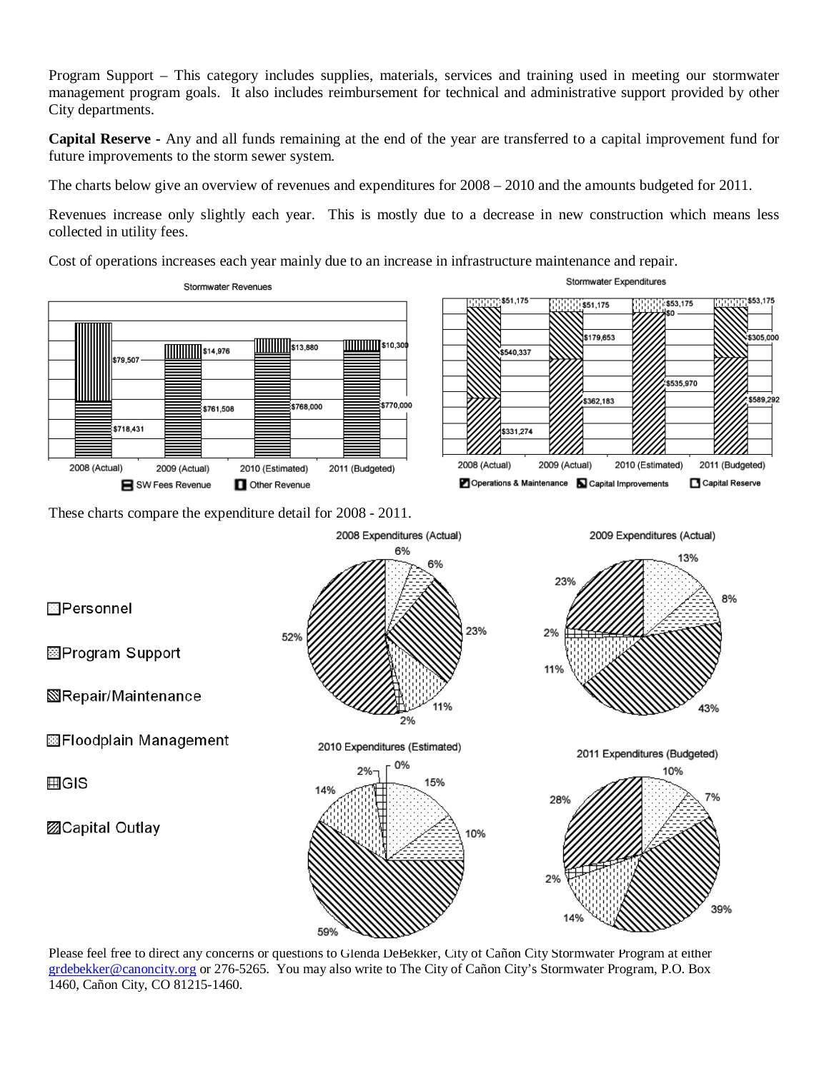Program Support – This category includes supplies, materials, services and training used in meeting our stormwater management program goals. It also includes reimbursement for technical and administrative support provided by other City departments.

**Capital Reserve** - Any and all funds remaining at the end of the year are transferred to a capital improvement fund for future improvements to the storm sewer system.

The charts below give an overview of revenues and expenditures for 2008 – 2010 and the amounts budgeted for 2011.

Revenues increase only slightly each year. This is mostly due to a decrease in new construction which means less collected in utility fees.

Cost of operations increases each year mainly due to an increase in infrastructure maintenance and repair.

Stormwater Revenues

$79,507
$718,431
$14,976
$761,508
$13,880
$768,000
$10,300
$770,000

2008 (Actual)
2009 (Actual)
2010 (Estimated)
2011 (Budgeted)

SW Fees Revenue
Other Revenue

Stormwater Expenditures

$51,175
$540,337
$331,274
$51,175
$179,653
$362,183
$53,175
$0
$535,970
$53,175
$305,000
$589,292

2008 (Actual)
2009 (Actual)
2010 (Estimated)
2011 (Budgeted)

Operations & Maintenance
Capital Improvements
Capital Reserve

These charts compare the expenditure detail for 2008 - 2011.

Personnel
Program Support
Repair/Maintenance
Floodplain Management
GIS
Capital Outlay

2008 Expenditures (Actual)

6%
6%
23%
11%
2%
52%

2009 Expenditures (Actual)

13%
8%
43%
11%
2%
23%

2010 Expenditures (Estimated)

0%
15%
10%
59%
14%
2%

2011 Expenditures (Budgeted)

10%
7%
39%
14%
2%
28%

Please feel free to direct any concerns or questions to Glenda DeBekker, City of Cañon City Stormwater Program at either grdebekker@canoncity.org or 276-5265. You may also write to The City of Cañon City's Stormwater Program, P.O. Box 1460, Cañon City, CO 81215-1460.